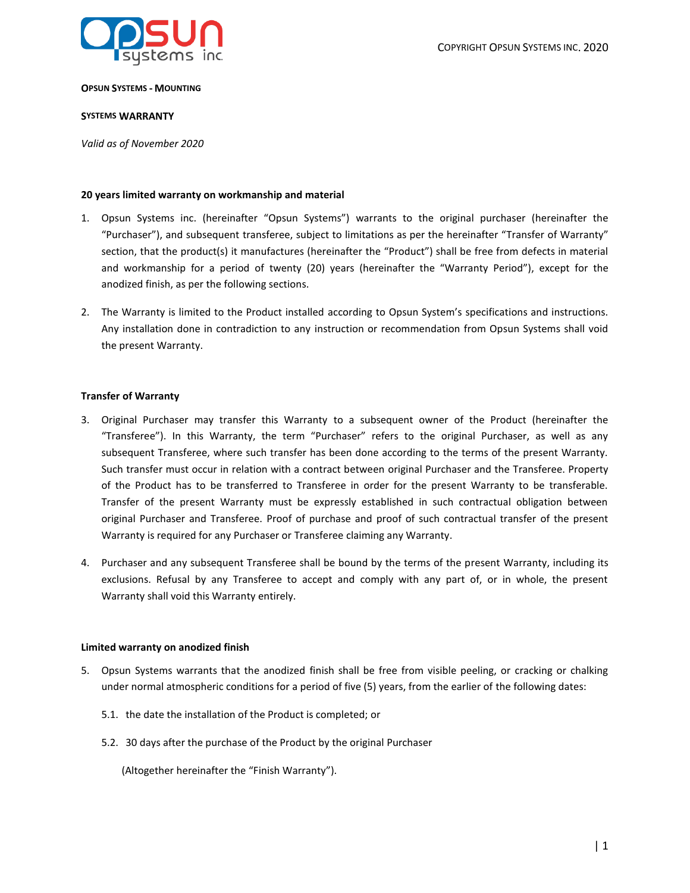**OPSUN SYSTEMS - MOUNTING**

**SYSTEMS WARRANTY**

*Valid as of November 2020*

**20 years limited warranty on workmanship and material**

1. Opsun Systems inc. (hereinafter "Opsun Systems") warrants to the original purchaser (hereinafter the "Purchaser"), and subsequent transferee, subject to limitations as per the hereinafter "Transfer of Warranty" section, that the product(s) it manufactures (hereinafter the "Product") shall be free from defects in material and workmanship for a period of twenty (20) years (hereinafter the "Warranty Period"), except for the anodized finish, as per the following sections.

2. The Warranty is limited to the Product installed according to Opsun System's specifications and instructions. Any installation done in contradiction to any instruction or recommendation from Opsun Systems shall void the present Warranty.

**Transfer of Warranty**

3. Original Purchaser may transfer this Warranty to a subsequent owner of the Product (hereinafter the "Transferee"). In this Warranty, the term "Purchaser" refers to the original Purchaser, as well as any subsequent Transferee, where such transfer has been done according to the terms of the present Warranty. Such transfer must occur in relation with a contract between original Purchaser and the Transferee. Property of the Product has to be transferred to Transferee in order for the present Warranty to be transferable. Transfer of the present Warranty must be expressly established in such contractual obligation between original Purchaser and Transferee. Proof of purchase and proof of such contractual transfer of the present Warranty is required for any Purchaser or Transferee claiming any Warranty.

4. Purchaser and any subsequent Transferee shall be bound by the terms of the present Warranty, including its exclusions. Refusal by any Transferee to accept and comply with any part of, or in whole, the present Warranty shall void this Warranty entirely.

**Limited warranty on anodized finish**

5. Opsun Systems warrants that the anodized finish shall be free from visible peeling, or cracking or chalking under normal atmospheric conditions for a period of five (5) years, from the earlier of the following dates:

   5.1. the date the installation of the Product is completed; or

   5.2. 30 days after the purchase of the Product by the original Purchaser

   (Altogether hereinafter the "Finish Warranty").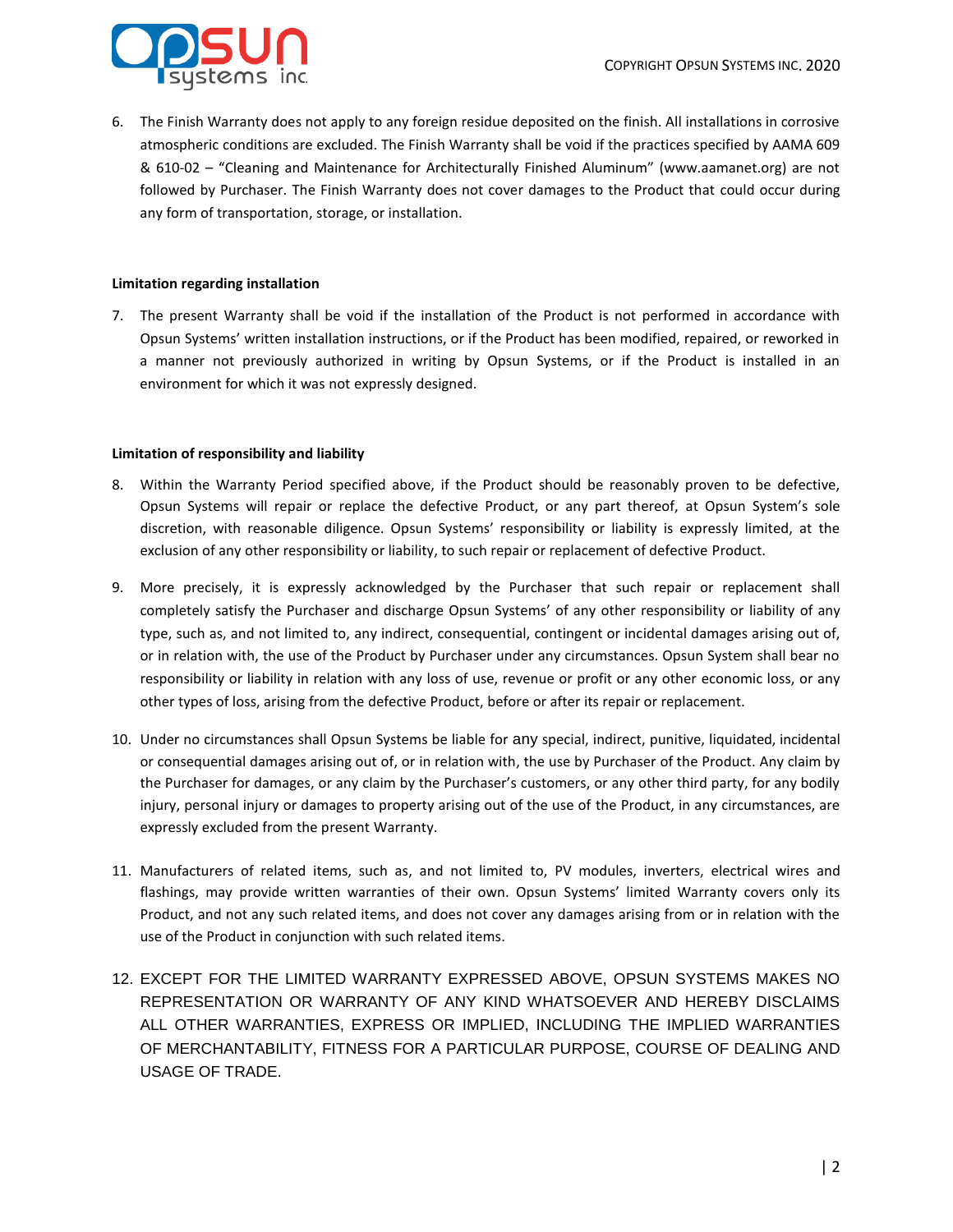6. The Finish Warranty does not apply to any foreign residue deposited on the finish. All installations in corrosive atmospheric conditions are excluded. The Finish Warranty shall be void if the practices specified by AAMA 609 & 610-02 – "Cleaning and Maintenance for Architecturally Finished Aluminum" (www.aamanet.org) are not followed by Purchaser. The Finish Warranty does not cover damages to the Product that could occur during any form of transportation, storage, or installation.

**Limitation regarding installation**

7. The present Warranty shall be void if the installation of the Product is not performed in accordance with Opsun Systems' written installation instructions, or if the Product has been modified, repaired, or reworked in a manner not previously authorized in writing by Opsun Systems, or if the Product is installed in an environment for which it was not expressly designed.

**Limitation of responsibility and liability**

8. Within the Warranty Period specified above, if the Product should be reasonably proven to be defective, Opsun Systems will repair or replace the defective Product, or any part thereof, at Opsun System's sole discretion, with reasonable diligence. Opsun Systems' responsibility or liability is expressly limited, at the exclusion of any other responsibility or liability, to such repair or replacement of defective Product.

9. More precisely, it is expressly acknowledged by the Purchaser that such repair or replacement shall completely satisfy the Purchaser and discharge Opsun Systems' of any other responsibility or liability of any type, such as, and not limited to, any indirect, consequential, contingent or incidental damages arising out of, or in relation with, the use of the Product by Purchaser under any circumstances. Opsun System shall bear no responsibility or liability in relation with any loss of use, revenue or profit or any other economic loss, or any other types of loss, arising from the defective Product, before or after its repair or replacement.

10. Under no circumstances shall Opsun Systems be liable for any special, indirect, punitive, liquidated, incidental or consequential damages arising out of, or in relation with, the use by Purchaser of the Product. Any claim by the Purchaser for damages, or any claim by the Purchaser's customers, or any other third party, for any bodily injury, personal injury or damages to property arising out of the use of the Product, in any circumstances, are expressly excluded from the present Warranty.

11. Manufacturers of related items, such as, and not limited to, PV modules, inverters, electrical wires and flashings, may provide written warranties of their own. Opsun Systems' limited Warranty covers only its Product, and not any such related items, and does not cover any damages arising from or in relation with the use of the Product in conjunction with such related items.

12. EXCEPT FOR THE LIMITED WARRANTY EXPRESSED ABOVE, OPSUN SYSTEMS MAKES NO REPRESENTATION OR WARRANTY OF ANY KIND WHATSOEVER AND HEREBY DISCLAIMS ALL OTHER WARRANTIES, EXPRESS OR IMPLIED, INCLUDING THE IMPLIED WARRANTIES OF MERCHANTABILITY, FITNESS FOR A PARTICULAR PURPOSE, COURSE OF DEALING AND USAGE OF TRADE.